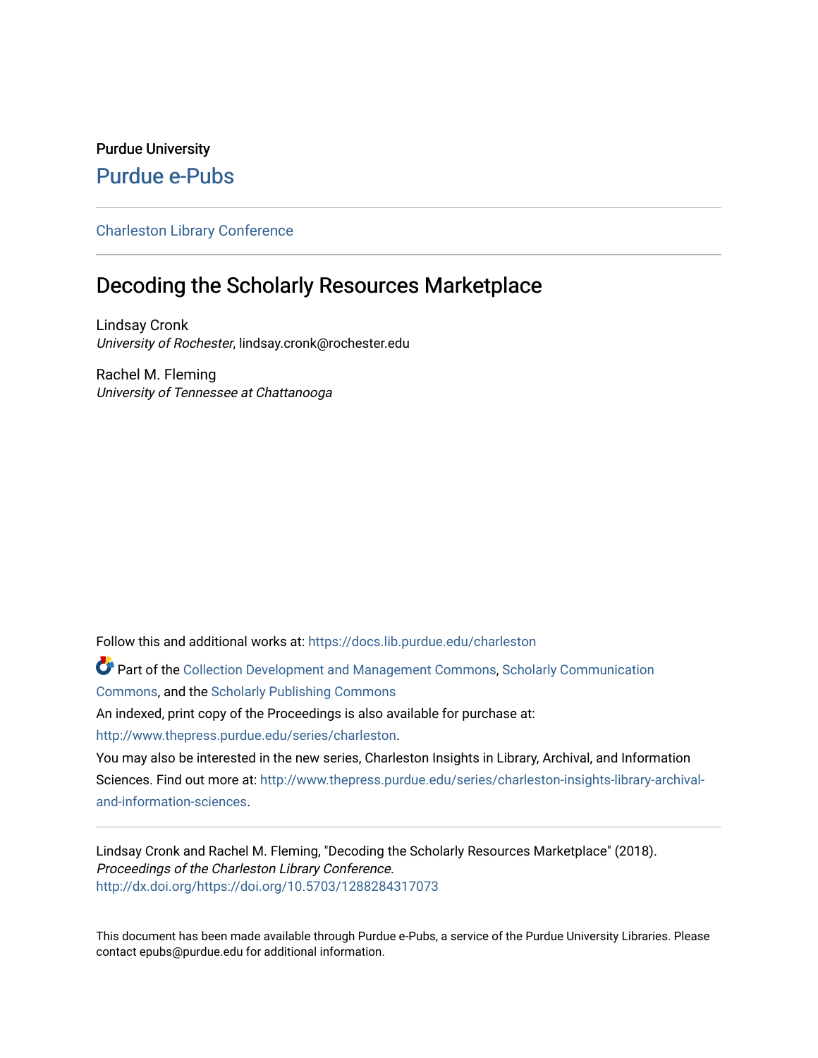Purdue University

# Purdue e-Pubs

Charleston Library Conference

## Decoding the Scholarly Resources Marketplace

Lindsay Cronk
*University of Rochester*, lindsay.cronk@rochester.edu

Rachel M. Fleming
*University of Tennessee at Chattanooga*

Follow this and additional works at: https://docs.lib.purdue.edu/charleston

Part of the Collection Development and Management Commons, Scholarly Communication Commons, and the Scholarly Publishing Commons

An indexed, print copy of the Proceedings is also available for purchase at: http://www.thepress.purdue.edu/series/charleston.

You may also be interested in the new series, Charleston Insights in Library, Archival, and Information Sciences. Find out more at: http://www.thepress.purdue.edu/series/charleston-insights-library-archival-and-information-sciences.

Lindsay Cronk and Rachel M. Fleming, "Decoding the Scholarly Resources Marketplace" (2018). *Proceedings of the Charleston Library Conference.*
http://dx.doi.org/https://doi.org/10.5703/1288284317073

This document has been made available through Purdue e-Pubs, a service of the Purdue University Libraries. Please contact epubs@purdue.edu for additional information.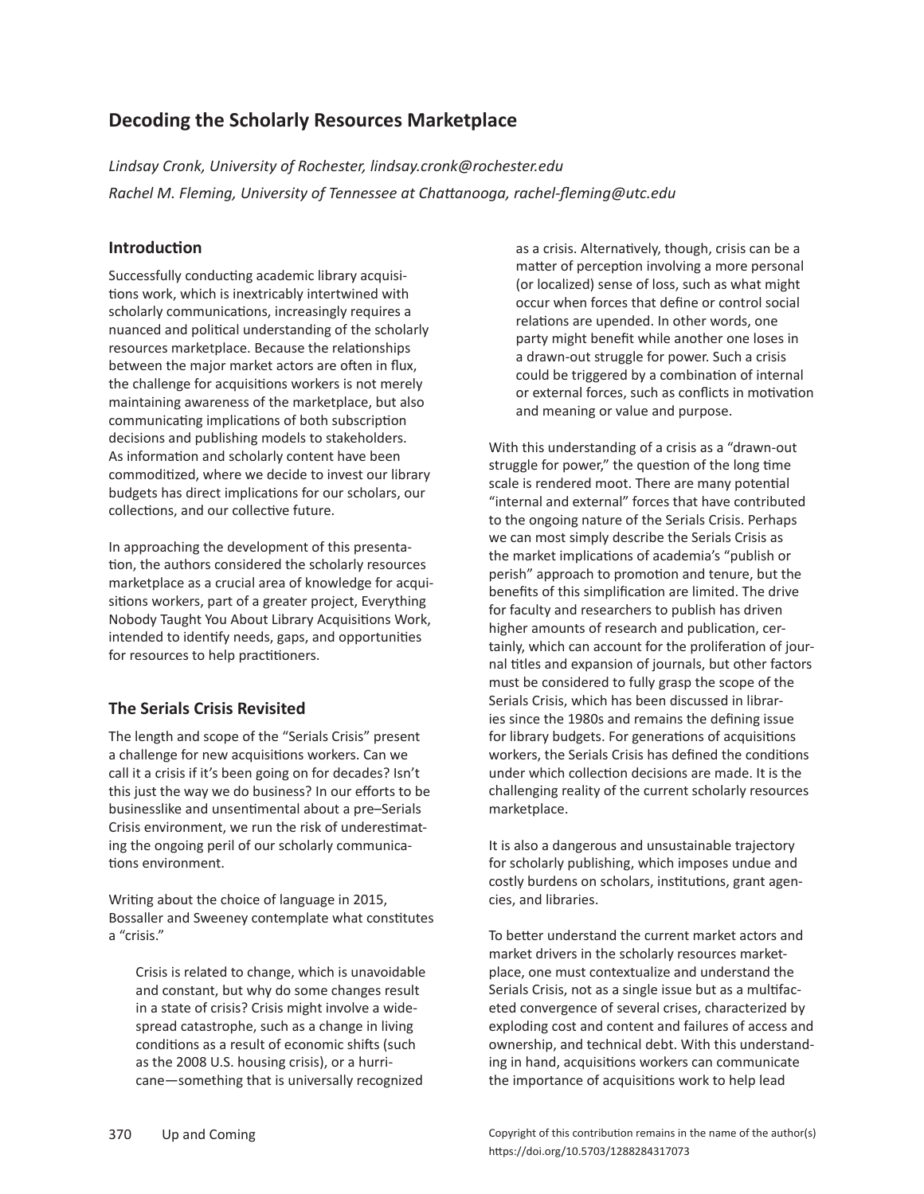# Decoding the Scholarly Resources Marketplace

*Lindsay Cronk, University of Rochester, lindsay.cronk@rochester.edu*

*Rachel M. Fleming, University of Tennessee at Chattanooga, rachel-fleming@utc.edu*

## Introduction

Successfully conducting academic library acquisitions work, which is inextricably intertwined with scholarly communications, increasingly requires a nuanced and political understanding of the scholarly resources marketplace. Because the relationships between the major market actors are often in flux, the challenge for acquisitions workers is not merely maintaining awareness of the marketplace, but also communicating implications of both subscription decisions and publishing models to stakeholders. As information and scholarly content have been commoditized, where we decide to invest our library budgets has direct implications for our scholars, our collections, and our collective future.

In approaching the development of this presentation, the authors considered the scholarly resources marketplace as a crucial area of knowledge for acquisitions workers, part of a greater project, Everything Nobody Taught You About Library Acquisitions Work, intended to identify needs, gaps, and opportunities for resources to help practitioners.

## The Serials Crisis Revisited

The length and scope of the "Serials Crisis" present a challenge for new acquisitions workers. Can we call it a crisis if it's been going on for decades? Isn't this just the way we do business? In our efforts to be businesslike and unsentimental about a pre–Serials Crisis environment, we run the risk of underestimating the ongoing peril of our scholarly communications environment.

Writing about the choice of language in 2015, Bossaller and Sweeney contemplate what constitutes a "crisis."

> Crisis is related to change, which is unavoidable and constant, but why do some changes result in a state of crisis? Crisis might involve a widespread catastrophe, such as a change in living conditions as a result of economic shifts (such as the 2008 U.S. housing crisis), or a hurricane—something that is universally recognized as a crisis. Alternatively, though, crisis can be a matter of perception involving a more personal (or localized) sense of loss, such as what might occur when forces that define or control social relations are upended. In other words, one party might benefit while another one loses in a drawn-out struggle for power. Such a crisis could be triggered by a combination of internal or external forces, such as conflicts in motivation and meaning or value and purpose.

With this understanding of a crisis as a "drawn-out struggle for power," the question of the long time scale is rendered moot. There are many potential "internal and external" forces that have contributed to the ongoing nature of the Serials Crisis. Perhaps we can most simply describe the Serials Crisis as the market implications of academia's "publish or perish" approach to promotion and tenure, but the benefits of this simplification are limited. The drive for faculty and researchers to publish has driven higher amounts of research and publication, certainly, which can account for the proliferation of journal titles and expansion of journals, but other factors must be considered to fully grasp the scope of the Serials Crisis, which has been discussed in libraries since the 1980s and remains the defining issue for library budgets. For generations of acquisitions workers, the Serials Crisis has defined the conditions under which collection decisions are made. It is the challenging reality of the current scholarly resources marketplace.

It is also a dangerous and unsustainable trajectory for scholarly publishing, which imposes undue and costly burdens on scholars, institutions, grant agencies, and libraries.

To better understand the current market actors and market drivers in the scholarly resources marketplace, one must contextualize and understand the Serials Crisis, not as a single issue but as a multifaceted convergence of several crises, characterized by exploding cost and content and failures of access and ownership, and technical debt. With this understanding in hand, acquisitions workers can communicate the importance of acquisitions work to help lead

Copyright of this contribution remains in the name of the author(s)
https://doi.org/10.5703/1288284317073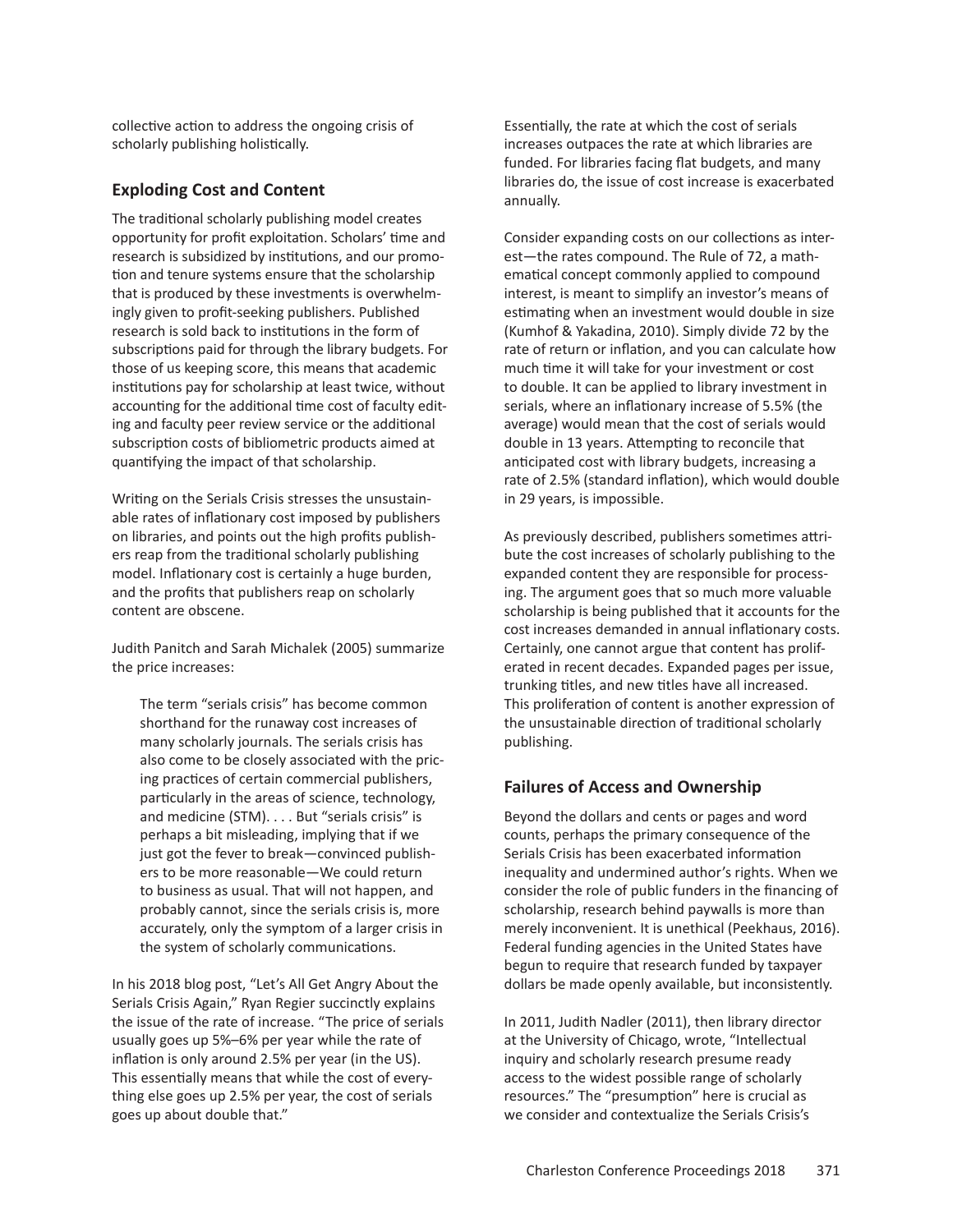collective action to address the ongoing crisis of scholarly publishing holistically.

## Exploding Cost and Content

The traditional scholarly publishing model creates opportunity for profit exploitation. Scholars' time and research is subsidized by institutions, and our promotion and tenure systems ensure that the scholarship that is produced by these investments is overwhelmingly given to profit-seeking publishers. Published research is sold back to institutions in the form of subscriptions paid for through the library budgets. For those of us keeping score, this means that academic institutions pay for scholarship at least twice, without accounting for the additional time cost of faculty editing and faculty peer review service or the additional subscription costs of bibliometric products aimed at quantifying the impact of that scholarship.

Writing on the Serials Crisis stresses the unsustainable rates of inflationary cost imposed by publishers on libraries, and points out the high profits publishers reap from the traditional scholarly publishing model. Inflationary cost is certainly a huge burden, and the profits that publishers reap on scholarly content are obscene.

Judith Panitch and Sarah Michalek (2005) summarize the price increases:

> The term "serials crisis" has become common shorthand for the runaway cost increases of many scholarly journals. The serials crisis has also come to be closely associated with the pricing practices of certain commercial publishers, particularly in the areas of science, technology, and medicine (STM). . . . But "serials crisis" is perhaps a bit misleading, implying that if we just got the fever to break—convinced publishers to be more reasonable—We could return to business as usual. That will not happen, and probably cannot, since the serials crisis is, more accurately, only the symptom of a larger crisis in the system of scholarly communications.

In his 2018 blog post, "Let's All Get Angry About the Serials Crisis Again," Ryan Regier succinctly explains the issue of the rate of increase. "The price of serials usually goes up 5%–6% per year while the rate of inflation is only around 2.5% per year (in the US). This essentially means that while the cost of everything else goes up 2.5% per year, the cost of serials goes up about double that."

Essentially, the rate at which the cost of serials increases outpaces the rate at which libraries are funded. For libraries facing flat budgets, and many libraries do, the issue of cost increase is exacerbated annually.

Consider expanding costs on our collections as interest—the rates compound. The Rule of 72, a mathematical concept commonly applied to compound interest, is meant to simplify an investor's means of estimating when an investment would double in size (Kumhof & Yakadina, 2010). Simply divide 72 by the rate of return or inflation, and you can calculate how much time it will take for your investment or cost to double. It can be applied to library investment in serials, where an inflationary increase of 5.5% (the average) would mean that the cost of serials would double in 13 years. Attempting to reconcile that anticipated cost with library budgets, increasing a rate of 2.5% (standard inflation), which would double in 29 years, is impossible.

As previously described, publishers sometimes attribute the cost increases of scholarly publishing to the expanded content they are responsible for processing. The argument goes that so much more valuable scholarship is being published that it accounts for the cost increases demanded in annual inflationary costs. Certainly, one cannot argue that content has proliferated in recent decades. Expanded pages per issue, trunking titles, and new titles have all increased. This proliferation of content is another expression of the unsustainable direction of traditional scholarly publishing.

## Failures of Access and Ownership

Beyond the dollars and cents or pages and word counts, perhaps the primary consequence of the Serials Crisis has been exacerbated information inequality and undermined author's rights. When we consider the role of public funders in the financing of scholarship, research behind paywalls is more than merely inconvenient. It is unethical (Peekhaus, 2016). Federal funding agencies in the United States have begun to require that research funded by taxpayer dollars be made openly available, but inconsistently.

In 2011, Judith Nadler (2011), then library director at the University of Chicago, wrote, "Intellectual inquiry and scholarly research presume ready access to the widest possible range of scholarly resources." The "presumption" here is crucial as we consider and contextualize the Serials Crisis's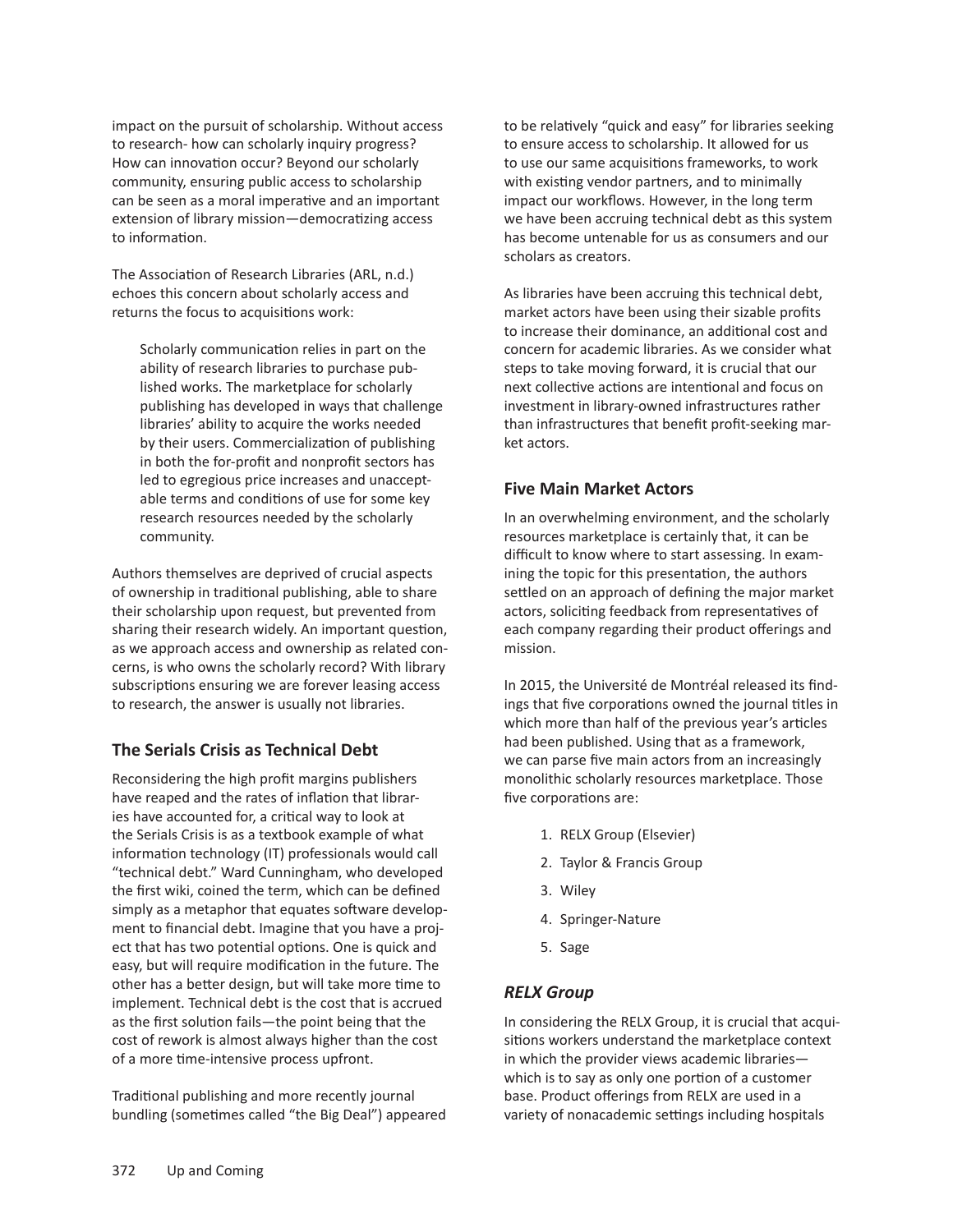impact on the pursuit of scholarship. Without access to research- how can scholarly inquiry progress? How can innovation occur? Beyond our scholarly community, ensuring public access to scholarship can be seen as a moral imperative and an important extension of library mission—democratizing access to information.

The Association of Research Libraries (ARL, n.d.) echoes this concern about scholarly access and returns the focus to acquisitions work:

> Scholarly communication relies in part on the ability of research libraries to purchase published works. The marketplace for scholarly publishing has developed in ways that challenge libraries' ability to acquire the works needed by their users. Commercialization of publishing in both the for-profit and nonprofit sectors has led to egregious price increases and unacceptable terms and conditions of use for some key research resources needed by the scholarly community.

Authors themselves are deprived of crucial aspects of ownership in traditional publishing, able to share their scholarship upon request, but prevented from sharing their research widely. An important question, as we approach access and ownership as related concerns, is who owns the scholarly record? With library subscriptions ensuring we are forever leasing access to research, the answer is usually not libraries.

## The Serials Crisis as Technical Debt

Reconsidering the high profit margins publishers have reaped and the rates of inflation that libraries have accounted for, a critical way to look at the Serials Crisis is as a textbook example of what information technology (IT) professionals would call "technical debt." Ward Cunningham, who developed the first wiki, coined the term, which can be defined simply as a metaphor that equates software development to financial debt. Imagine that you have a project that has two potential options. One is quick and easy, but will require modification in the future. The other has a better design, but will take more time to implement. Technical debt is the cost that is accrued as the first solution fails—the point being that the cost of rework is almost always higher than the cost of a more time-intensive process upfront.

Traditional publishing and more recently journal bundling (sometimes called "the Big Deal") appeared to be relatively "quick and easy" for libraries seeking to ensure access to scholarship. It allowed for us to use our same acquisitions frameworks, to work with existing vendor partners, and to minimally impact our workflows. However, in the long term we have been accruing technical debt as this system has become untenable for us as consumers and our scholars as creators.

As libraries have been accruing this technical debt, market actors have been using their sizable profits to increase their dominance, an additional cost and concern for academic libraries. As we consider what steps to take moving forward, it is crucial that our next collective actions are intentional and focus on investment in library-owned infrastructures rather than infrastructures that benefit profit-seeking market actors.

## Five Main Market Actors

In an overwhelming environment, and the scholarly resources marketplace is certainly that, it can be difficult to know where to start assessing. In examining the topic for this presentation, the authors settled on an approach of defining the major market actors, soliciting feedback from representatives of each company regarding their product offerings and mission.

In 2015, the Université de Montréal released its findings that five corporations owned the journal titles in which more than half of the previous year's articles had been published. Using that as a framework, we can parse five main actors from an increasingly monolithic scholarly resources marketplace. Those five corporations are:

1. RELX Group (Elsevier)
2. Taylor & Francis Group
3. Wiley
4. Springer-Nature
5. Sage

### *RELX Group*

In considering the RELX Group, it is crucial that acquisitions workers understand the marketplace context in which the provider views academic libraries—which is to say as only one portion of a customer base. Product offerings from RELX are used in a variety of nonacademic settings including hospitals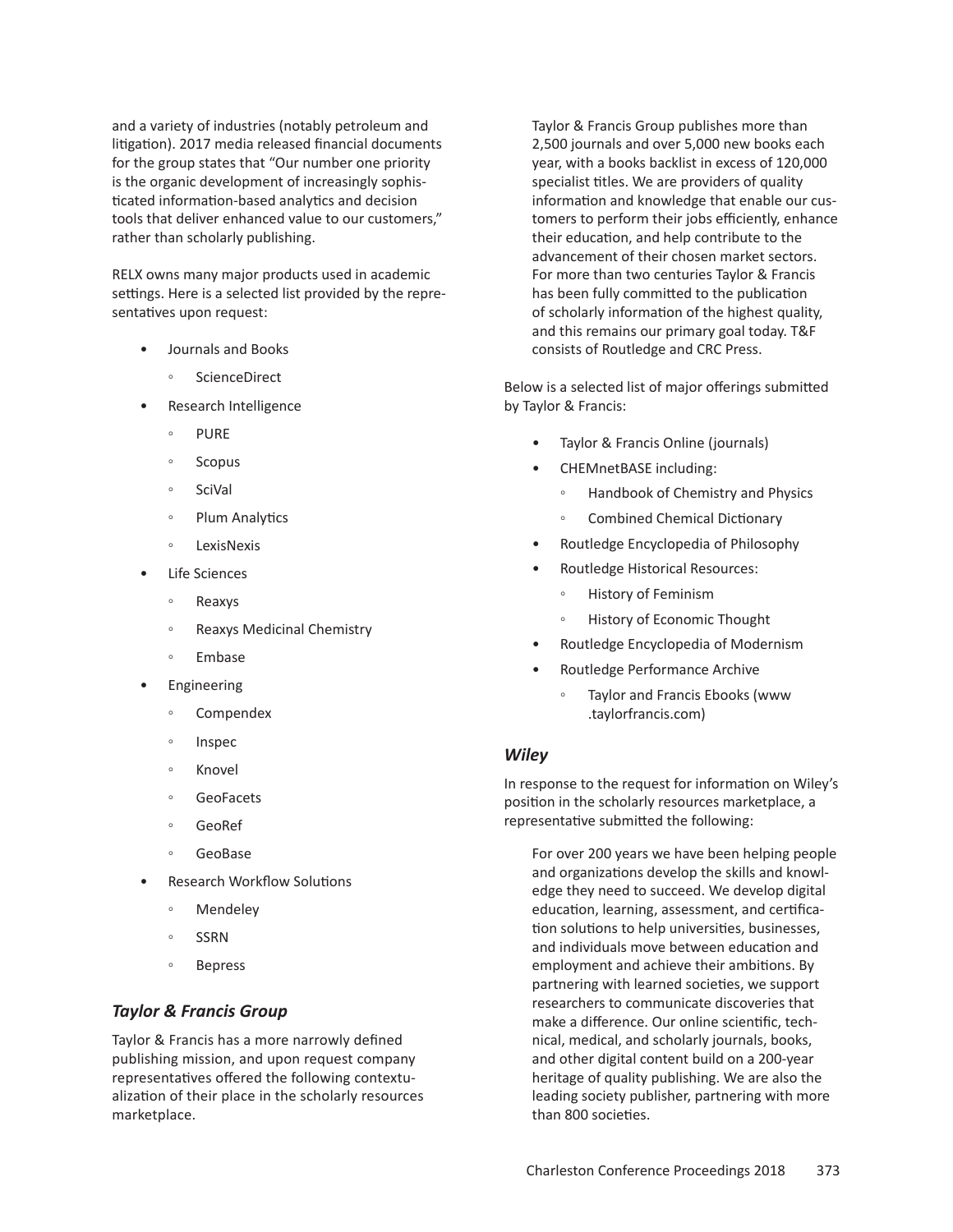and a variety of industries (notably petroleum and litigation). 2017 media released financial documents for the group states that "Our number one priority is the organic development of increasingly sophisticated information-based analytics and decision tools that deliver enhanced value to our customers," rather than scholarly publishing.

RELX owns many major products used in academic settings. Here is a selected list provided by the representatives upon request:

- Journals and Books
  - ScienceDirect
- Research Intelligence
  - PURE
  - Scopus
  - SciVal
  - Plum Analytics
  - LexisNexis
- Life Sciences
  - Reaxys
  - Reaxys Medicinal Chemistry
  - Embase
- Engineering
  - Compendex
  - Inspec
  - Knovel
  - GeoFacets
  - GeoRef
  - GeoBase
- Research Workflow Solutions
  - Mendeley
  - SSRN
  - Bepress

### *Taylor & Francis Group*

Taylor & Francis has a more narrowly defined publishing mission, and upon request company representatives offered the following contextualization of their place in the scholarly resources marketplace.

> Taylor & Francis Group publishes more than 2,500 journals and over 5,000 new books each year, with a books backlist in excess of 120,000 specialist titles. We are providers of quality information and knowledge that enable our customers to perform their jobs efficiently, enhance their education, and help contribute to the advancement of their chosen market sectors. For more than two centuries Taylor & Francis has been fully committed to the publication of scholarly information of the highest quality, and this remains our primary goal today. T&F consists of Routledge and CRC Press.

Below is a selected list of major offerings submitted by Taylor & Francis:

- Taylor & Francis Online (journals)
- CHEMnetBASE including:
  - Handbook of Chemistry and Physics
  - Combined Chemical Dictionary
- Routledge Encyclopedia of Philosophy
- Routledge Historical Resources:
  - History of Feminism
  - History of Economic Thought
- Routledge Encyclopedia of Modernism
- Routledge Performance Archive
  - Taylor and Francis Ebooks (www.taylorfrancis.com)

### *Wiley*

In response to the request for information on Wiley's position in the scholarly resources marketplace, a representative submitted the following:

> For over 200 years we have been helping people and organizations develop the skills and knowledge they need to succeed. We develop digital education, learning, assessment, and certification solutions to help universities, businesses, and individuals move between education and employment and achieve their ambitions. By partnering with learned societies, we support researchers to communicate discoveries that make a difference. Our online scientific, technical, medical, and scholarly journals, books, and other digital content build on a 200-year heritage of quality publishing. We are also the leading society publisher, partnering with more than 800 societies.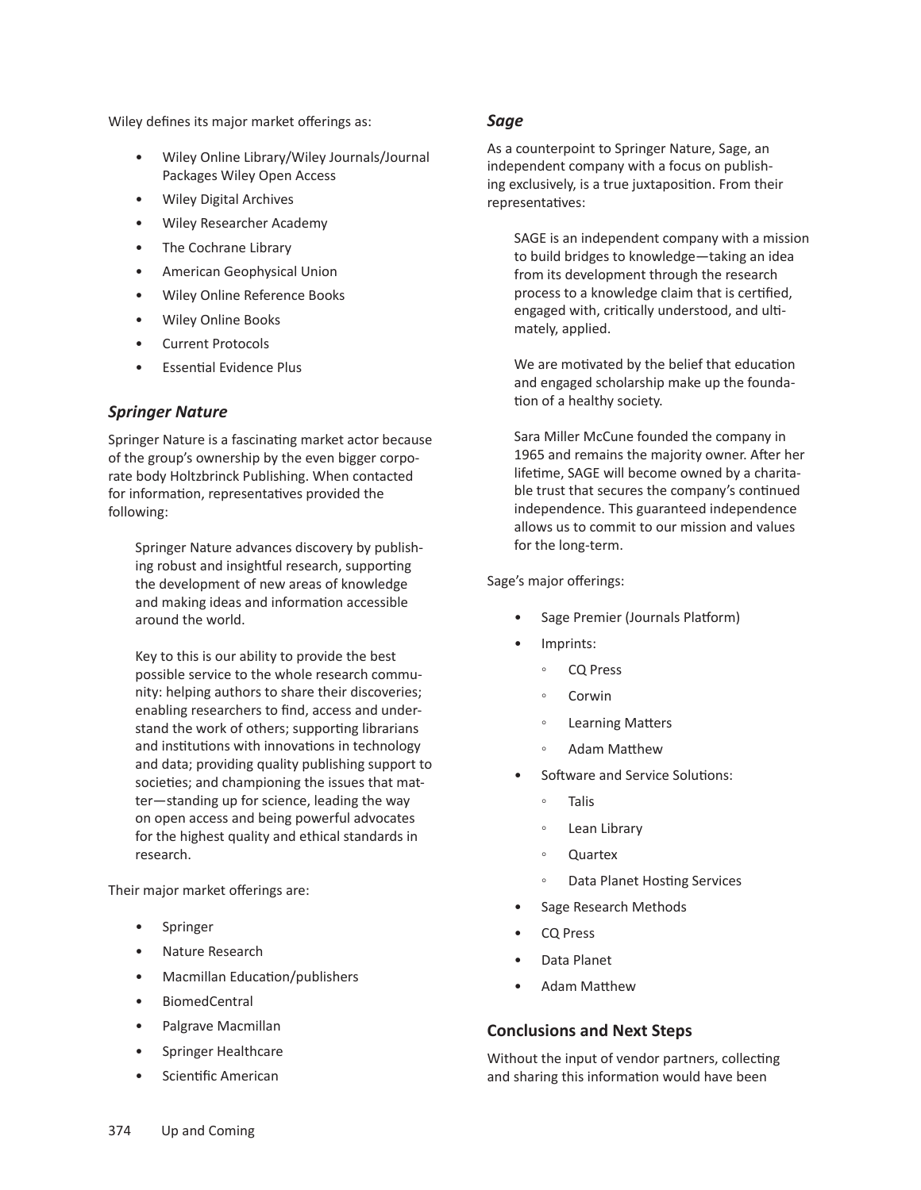Wiley defines its major market offerings as:

- Wiley Online Library/Wiley Journals/Journal Packages Wiley Open Access
- Wiley Digital Archives
- Wiley Researcher Academy
- The Cochrane Library
- American Geophysical Union
- Wiley Online Reference Books
- Wiley Online Books
- Current Protocols
- Essential Evidence Plus

### *Springer Nature*

Springer Nature is a fascinating market actor because of the group's ownership by the even bigger corporate body Holtzbrinck Publishing. When contacted for information, representatives provided the following:

> Springer Nature advances discovery by publishing robust and insightful research, supporting the development of new areas of knowledge and making ideas and information accessible around the world.
>
> Key to this is our ability to provide the best possible service to the whole research community: helping authors to share their discoveries; enabling researchers to find, access and understand the work of others; supporting librarians and institutions with innovations in technology and data; providing quality publishing support to societies; and championing the issues that matter—standing up for science, leading the way on open access and being powerful advocates for the highest quality and ethical standards in research.

Their major market offerings are:

- Springer
- Nature Research
- Macmillan Education/publishers
- BiomedCentral
- Palgrave Macmillan
- Springer Healthcare
- Scientific American

### *Sage*

As a counterpoint to Springer Nature, Sage, an independent company with a focus on publishing exclusively, is a true juxtaposition. From their representatives:

> SAGE is an independent company with a mission to build bridges to knowledge—taking an idea from its development through the research process to a knowledge claim that is certified, engaged with, critically understood, and ultimately, applied.
>
> We are motivated by the belief that education and engaged scholarship make up the foundation of a healthy society.
>
> Sara Miller McCune founded the company in 1965 and remains the majority owner. After her lifetime, SAGE will become owned by a charitable trust that secures the company's continued independence. This guaranteed independence allows us to commit to our mission and values for the long-term.

Sage's major offerings:

- Sage Premier (Journals Platform)
- Imprints:
  - CQ Press
  - Corwin
  - Learning Matters
  - Adam Matthew
- Software and Service Solutions:
  - Talis
  - Lean Library
  - Quartex
  - Data Planet Hosting Services
- Sage Research Methods
- CQ Press
- Data Planet
- Adam Matthew

### Conclusions and Next Steps

Without the input of vendor partners, collecting and sharing this information would have been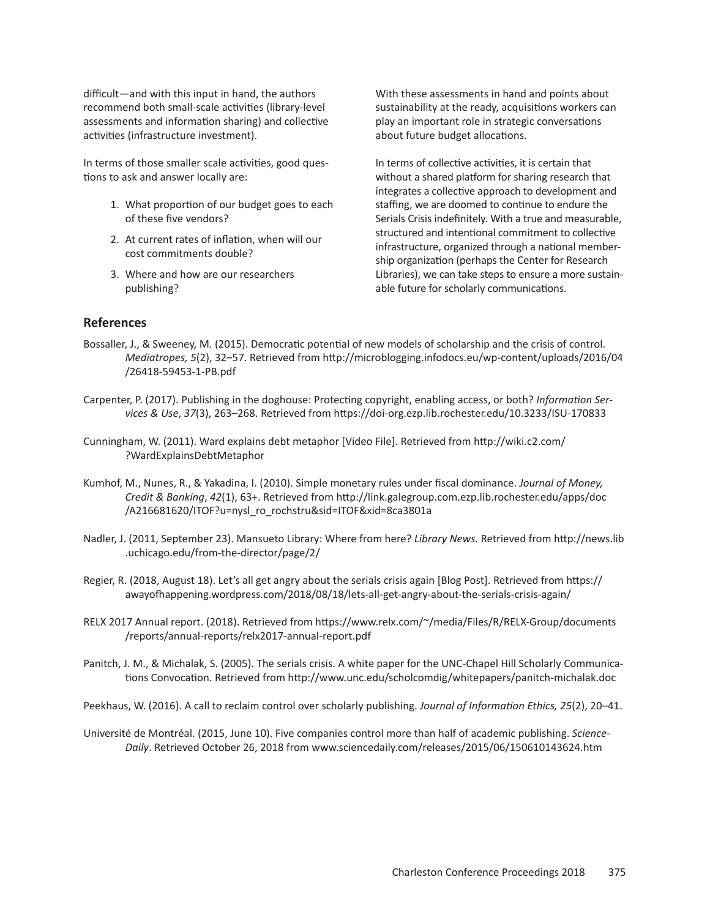difficult—and with this input in hand, the authors recommend both small-scale activities (library-level assessments and information sharing) and collective activities (infrastructure investment).

In terms of those smaller scale activities, good questions to ask and answer locally are:

1. What proportion of our budget goes to each of these five vendors?
2. At current rates of inflation, when will our cost commitments double?
3. Where and how are our researchers publishing?

With these assessments in hand and points about sustainability at the ready, acquisitions workers can play an important role in strategic conversations about future budget allocations.

In terms of collective activities, it is certain that without a shared platform for sharing research that integrates a collective approach to development and staffing, we are doomed to continue to endure the Serials Crisis indefinitely. With a true and measurable, structured and intentional commitment to collective infrastructure, organized through a national membership organization (perhaps the Center for Research Libraries), we can take steps to ensure a more sustainable future for scholarly communications.

## References

Bossaller, J., & Sweeney, M. (2015). Democratic potential of new models of scholarship and the crisis of control. *Mediatropes, 5*(2), 32–57. Retrieved from http://microblogging.infodocs.eu/wp-content/uploads/2016/04/26418-59453-1-PB.pdf

Carpenter, P. (2017). Publishing in the doghouse: Protecting copyright, enabling access, or both? *Information Services & Use*, *37*(3), 263–268. Retrieved from https://doi-org.ezp.lib.rochester.edu/10.3233/ISU-170833

Cunningham, W. (2011). Ward explains debt metaphor [Video File]. Retrieved from http://wiki.c2.com/?WardExplainsDebtMetaphor

Kumhof, M., Nunes, R., & Yakadina, I. (2010). Simple monetary rules under fiscal dominance. *Journal of Money, Credit & Banking*, *42*(1), 63+. Retrieved from http://link.galegroup.com.ezp.lib.rochester.edu/apps/doc/A216681620/ITOF?u=nysl_ro_rochstru&sid=ITOF&xid=8ca3801a

Nadler, J. (2011, September 23). Mansueto Library: Where from here? *Library News.* Retrieved from http://news.lib.uchicago.edu/from-the-director/page/2/

Regier, R. (2018, August 18). Let's all get angry about the serials crisis again [Blog Post]. Retrieved from https://awayofhappening.wordpress.com/2018/08/18/lets-all-get-angry-about-the-serials-crisis-again/

RELX 2017 Annual report. (2018). Retrieved from https://www.relx.com/~/media/Files/R/RELX-Group/documents/reports/annual-reports/relx2017-annual-report.pdf

Panitch, J. M., & Michalak, S. (2005). The serials crisis. A white paper for the UNC-Chapel Hill Scholarly Communications Convocation. Retrieved from http://www.unc.edu/scholcomdig/whitepapers/panitch-michalak.doc

Peekhaus, W. (2016). A call to reclaim control over scholarly publishing. *Journal of Information Ethics, 25*(2), 20–41.

Université de Montréal. (2015, June 10). Five companies control more than half of academic publishing. *ScienceDaily*. Retrieved October 26, 2018 from www.sciencedaily.com/releases/2015/06/150610143624.htm